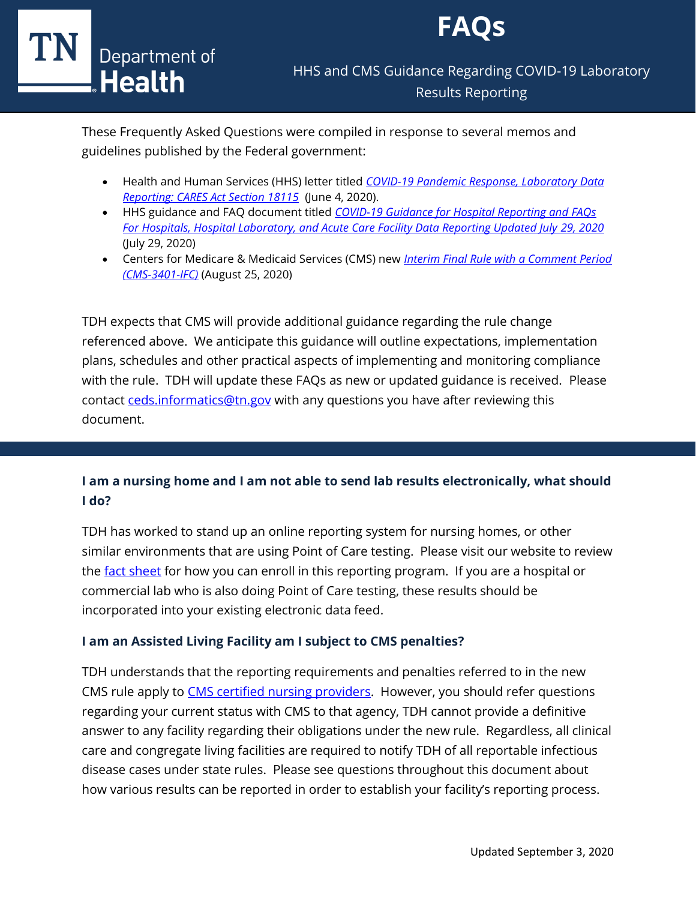# FAQs

## HHS and CMS Guidance Regarding COVID-19 Laboratory Results Reporting

These Frequently Asked Questions were compiled in response to several memos and guidelines published by the Federal government:

- Health and Human Services (HHS) letter titled *COVID-19 Pandemic Response, Laboratory Data Reporting: CARES Act Section 18115* (June 4, 2020).
- HHS guidance and FAQ document titled *COVID-19 Guidance for Hospital Reporting and FAQs For Hospitals, Hospital Laboratory, and Acute Care Facility Data Reporting Updated July 29, 2020* (July 29, 2020)
- Centers for Medicare & Medicaid Services (CMS) new *Interim Final Rule with a Comment Period (CMS-3401-IFC)* (August 25, 2020)

TDH expects that CMS will provide additional guidance regarding the rule change referenced above. We anticipate this guidance will outline expectations, implementation plans, schedules and other practical aspects of implementing and monitoring compliance with the rule. TDH will update these FAQs as new or updated guidance is received. Please contact ceds.informatics@tn.gov with any questions you have after reviewing this document.

### I am a nursing home and I am not able to send lab results electronically, what should I do?

TDH has worked to stand up an online reporting system for nursing homes, or other similar environments that are using Point of Care testing. Please visit our website to review the fact sheet for how you can enroll in this reporting program. If you are a hospital or commercial lab who is also doing Point of Care testing, these results should be incorporated into your existing electronic data feed.

### I am an Assisted Living Facility am I subject to CMS penalties?

TDH understands that the reporting requirements and penalties referred to in the new CMS rule apply to CMS certified nursing providers. However, you should refer questions regarding your current status with CMS to that agency, TDH cannot provide a definitive answer to any facility regarding their obligations under the new rule. Regardless, all clinical care and congregate living facilities are required to notify TDH of all reportable infectious disease cases under state rules. Please see questions throughout this document about how various results can be reported in order to establish your facility's reporting process.

Updated September 3, 2020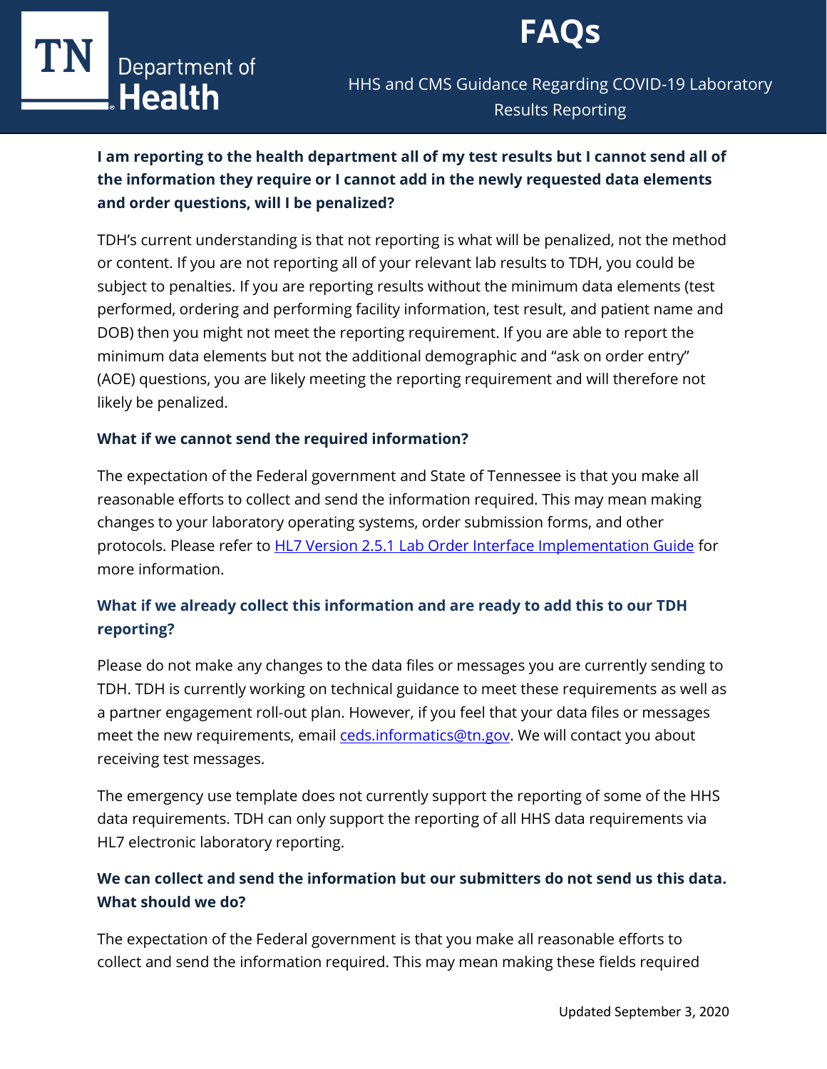**I am reporting to the health department all of my test results but I cannot send all of the information they require or I cannot add in the newly requested data elements and order questions, will I be penalized?**

TDH's current understanding is that not reporting is what will be penalized, not the method or content. If you are not reporting all of your relevant lab results to TDH, you could be subject to penalties. If you are reporting results without the minimum data elements (test performed, ordering and performing facility information, test result, and patient name and DOB) then you might not meet the reporting requirement. If you are able to report the minimum data elements but not the additional demographic and "ask on order entry" (AOE) questions, you are likely meeting the reporting requirement and will therefore not likely be penalized.

**What if we cannot send the required information?**

The expectation of the Federal government and State of Tennessee is that you make all reasonable efforts to collect and send the information required. This may mean making changes to your laboratory operating systems, order submission forms, and other protocols. Please refer to [HL7 Version 2.5.1 Lab Order Interface Implementation Guide]() for more information.

**What if we already collect this information and are ready to add this to our TDH reporting?**

Please do not make any changes to the data files or messages you are currently sending to TDH. TDH is currently working on technical guidance to meet these requirements as well as a partner engagement roll-out plan. However, if you feel that your data files or messages meet the new requirements, email [ceds.informatics@tn.gov](mailto:ceds.informatics@tn.gov). We will contact you about receiving test messages.

The emergency use template does not currently support the reporting of some of the HHS data requirements. TDH can only support the reporting of all HHS data requirements via HL7 electronic laboratory reporting.

**We can collect and send the information but our submitters do not send us this data. What should we do?**

The expectation of the Federal government is that you make all reasonable efforts to collect and send the information required. This may mean making these fields required

Updated September 3, 2020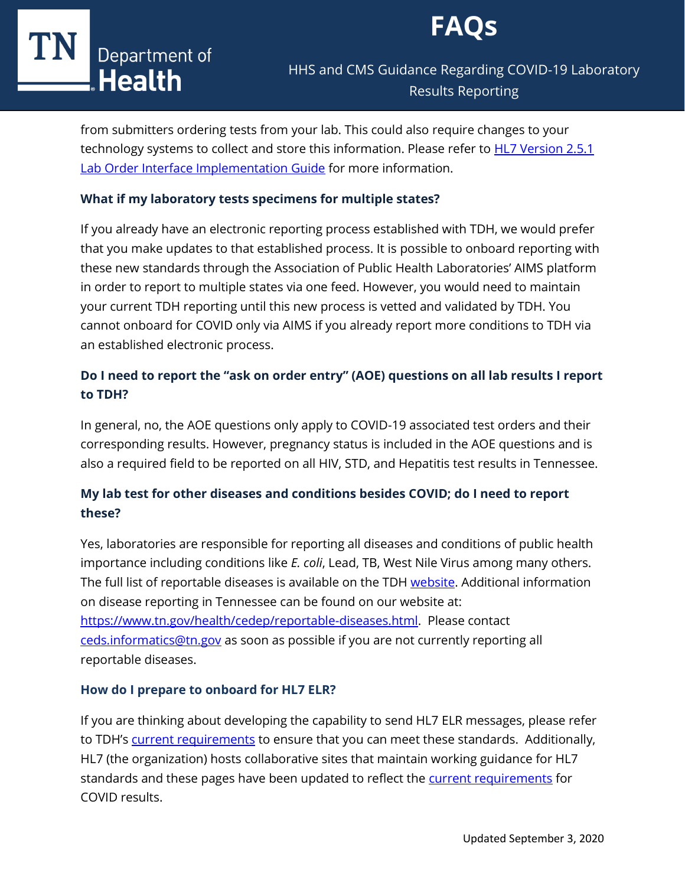from submitters ordering tests from your lab. This could also require changes to your technology systems to collect and store this information. Please refer to [HL7 Version 2.5.1 Lab Order Interface Implementation Guide]() for more information.

**What if my laboratory tests specimens for multiple states?**

If you already have an electronic reporting process established with TDH, we would prefer that you make updates to that established process. It is possible to onboard reporting with these new standards through the Association of Public Health Laboratories' AIMS platform in order to report to multiple states via one feed. However, you would need to maintain your current TDH reporting until this new process is vetted and validated by TDH. You cannot onboard for COVID only via AIMS if you already report more conditions to TDH via an established electronic process.

**Do I need to report the "ask on order entry" (AOE) questions on all lab results I report to TDH?**

In general, no, the AOE questions only apply to COVID-19 associated test orders and their corresponding results. However, pregnancy status is included in the AOE questions and is also a required field to be reported on all HIV, STD, and Hepatitis test results in Tennessee.

**My lab test for other diseases and conditions besides COVID; do I need to report these?**

Yes, laboratories are responsible for reporting all diseases and conditions of public health importance including conditions like *E. coli*, Lead, TB, West Nile Virus among many others. The full list of reportable diseases is available on the TDH [website](). Additional information on disease reporting in Tennessee can be found on our website at: https://www.tn.gov/health/cedep/reportable-diseases.html. Please contact ceds.informatics@tn.gov as soon as possible if you are not currently reporting all reportable diseases.

**How do I prepare to onboard for HL7 ELR?**

If you are thinking about developing the capability to send HL7 ELR messages, please refer to TDH's [current requirements]() to ensure that you can meet these standards. Additionally, HL7 (the organization) hosts collaborative sites that maintain working guidance for HL7 standards and these pages have been updated to reflect the [current requirements]() for COVID results.

Updated September 3, 2020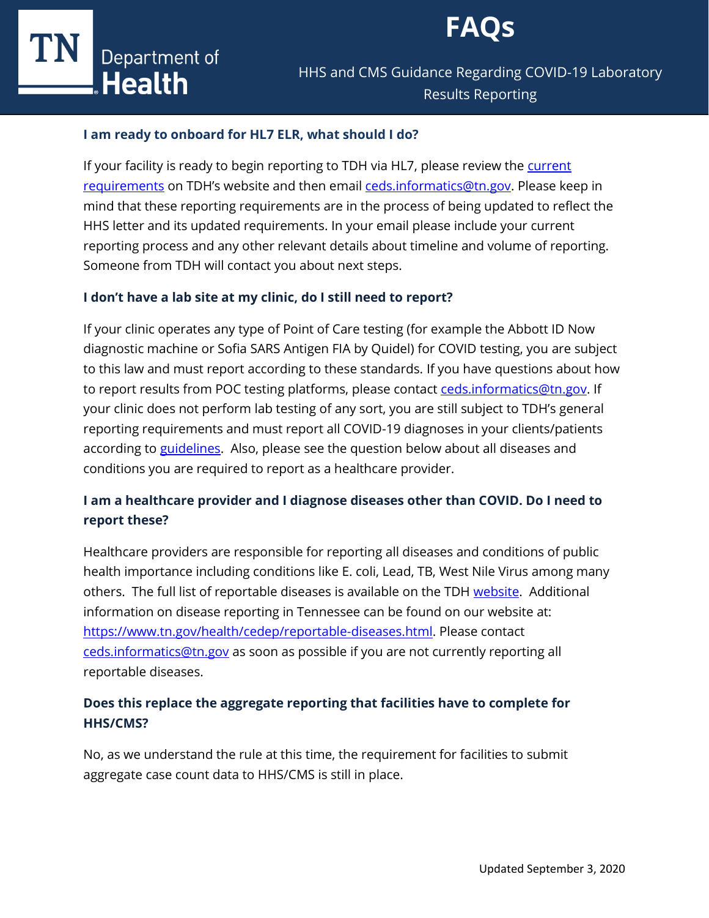### I am ready to onboard for HL7 ELR, what should I do?

If your facility is ready to begin reporting to TDH via HL7, please review the current requirements on TDH's website and then email ceds.informatics@tn.gov. Please keep in mind that these reporting requirements are in the process of being updated to reflect the HHS letter and its updated requirements. In your email please include your current reporting process and any other relevant details about timeline and volume of reporting. Someone from TDH will contact you about next steps.

### I don't have a lab site at my clinic, do I still need to report?

If your clinic operates any type of Point of Care testing (for example the Abbott ID Now diagnostic machine or Sofia SARS Antigen FIA by Quidel) for COVID testing, you are subject to this law and must report according to these standards. If you have questions about how to report results from POC testing platforms, please contact ceds.informatics@tn.gov. If your clinic does not perform lab testing of any sort, you are still subject to TDH's general reporting requirements and must report all COVID-19 diagnoses in your clients/patients according to guidelines. Also, please see the question below about all diseases and conditions you are required to report as a healthcare provider.

### I am a healthcare provider and I diagnose diseases other than COVID. Do I need to report these?

Healthcare providers are responsible for reporting all diseases and conditions of public health importance including conditions like E. coli, Lead, TB, West Nile Virus among many others. The full list of reportable diseases is available on the TDH website. Additional information on disease reporting in Tennessee can be found on our website at: https://www.tn.gov/health/cedep/reportable-diseases.html. Please contact ceds.informatics@tn.gov as soon as possible if you are not currently reporting all reportable diseases.

### Does this replace the aggregate reporting that facilities have to complete for HHS/CMS?

No, as we understand the rule at this time, the requirement for facilities to submit aggregate case count data to HHS/CMS is still in place.

Updated September 3, 2020